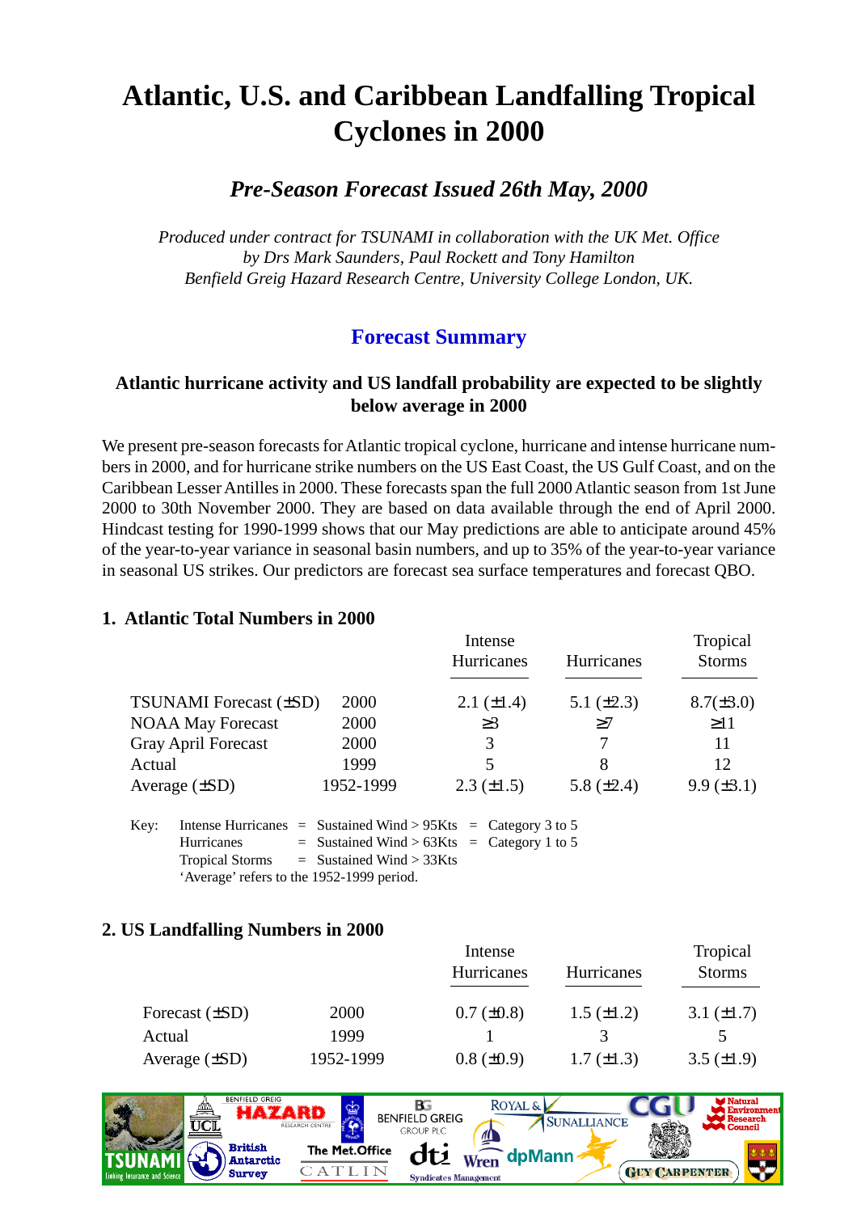# Atlantic, U.S. and Caribbean Landfalling Tropical Cyclones in 2000

## *Pre-Season Forecast Issued 26th May, 2000*

*Produced under contract for TSUNAMI in collaboration with the UK Met. Office*
*by Drs Mark Saunders, Paul Rockett and Tony Hamilton*
*Benfield Greig Hazard Research Centre, University College London, UK.*

## Forecast Summary

**Atlantic hurricane activity and US landfall probability are expected to be slightly below average in 2000**

We present pre-season forecasts for Atlantic tropical cyclone, hurricane and intense hurricane numbers in 2000, and for hurricane strike numbers on the US East Coast, the US Gulf Coast, and on the Caribbean Lesser Antilles in 2000. These forecasts span the full 2000 Atlantic season from 1st June 2000 to 30th November 2000. They are based on data available through the end of April 2000. Hindcast testing for 1990-1999 shows that our May predictions are able to anticipate around 45% of the year-to-year variance in seasonal basin numbers, and up to 35% of the year-to-year variance in seasonal US strikes. Our predictors are forecast sea surface temperatures and forecast QBO.

### 1. Atlantic Total Numbers in 2000

| | | Intense Hurricanes | Hurricanes | Tropical Storms |
|---|---|---|---|---|
| TSUNAMI Forecast (±SD) | 2000 | 2.1 (±1.4) | 5.1 (±2.3) | 8.7(±3.0) |
| NOAA May Forecast | 2000 | ≥3 | ≥7 | ≥11 |
| Gray April Forecast | 2000 | 3 | 7 | 11 |
| Actual | 1999 | 5 | 8 | 12 |
| Average (±SD) | 1952-1999 | 2.3 (±1.5) | 5.8 (±2.4) | 9.9 (±3.1) |

Key: Intense Hurricanes = Sustained Wind > 95Kts = Category 3 to 5
Hurricanes = Sustained Wind > 63Kts = Category 1 to 5
Tropical Storms = Sustained Wind > 33Kts
'Average' refers to the 1952-1999 period.

### 2. US Landfalling Numbers in 2000

| | | Intense Hurricanes | Hurricanes | Tropical Storms |
|---|---|---|---|---|
| Forecast (±SD) | 2000 | 0.7 (±0.8) | 1.5 (±1.2) | 3.1 (±1.7) |
| Actual | 1999 | 1 | 3 | 5 |
| Average (±SD) | 1952-1999 | 0.8 (±0.9) | 1.7 (±1.3) | 3.5 (±1.9) |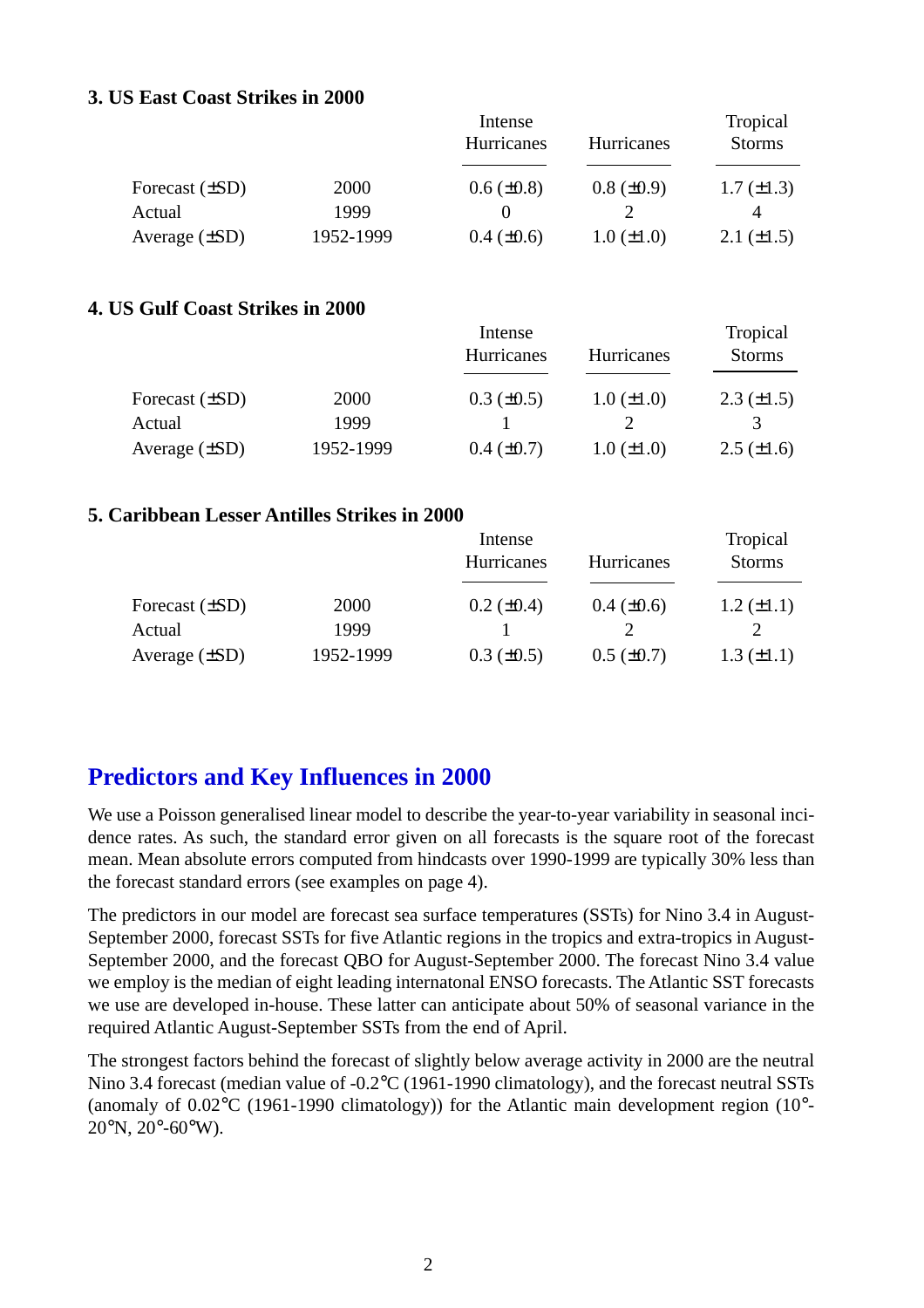### 3. US East Coast Strikes in 2000

| | | Intense Hurricanes | Hurricanes | Tropical Storms |
|---|---|---|---|---|
| Forecast (±SD) | 2000 | 0.6 (±0.8) | 0.8 (±0.9) | 1.7 (±1.3) |
| Actual | 1999 | 0 | 2 | 4 |
| Average (±SD) | 1952-1999 | 0.4 (±0.6) | 1.0 (±1.0) | 2.1 (±1.5) |

### 4. US Gulf Coast Strikes in 2000

| | | Intense Hurricanes | Hurricanes | Tropical Storms |
|---|---|---|---|---|
| Forecast (±SD) | 2000 | 0.3 (±0.5) | 1.0 (±1.0) | 2.3 (±1.5) |
| Actual | 1999 | 1 | 2 | 3 |
| Average (±SD) | 1952-1999 | 0.4 (±0.7) | 1.0 (±1.0) | 2.5 (±1.6) |

### 5. Caribbean Lesser Antilles Strikes in 2000

| | | Intense Hurricanes | Hurricanes | Tropical Storms |
|---|---|---|---|---|
| Forecast (±SD) | 2000 | 0.2 (±0.4) | 0.4 (±0.6) | 1.2 (±1.1) |
| Actual | 1999 | 1 | 2 | 2 |
| Average (±SD) | 1952-1999 | 0.3 (±0.5) | 0.5 (±0.7) | 1.3 (±1.1) |

## Predictors and Key Influences in 2000

We use a Poisson generalised linear model to describe the year-to-year variability in seasonal incidence rates. As such, the standard error given on all forecasts is the square root of the forecast mean. Mean absolute errors computed from hindcasts over 1990-1999 are typically 30% less than the forecast standard errors (see examples on page 4).

The predictors in our model are forecast sea surface temperatures (SSTs) for Nino 3.4 in August-September 2000, forecast SSTs for five Atlantic regions in the tropics and extra-tropics in August-September 2000, and the forecast QBO for August-September 2000. The forecast Nino 3.4 value we employ is the median of eight leading internatonal ENSO forecasts. The Atlantic SST forecasts we use are developed in-house. These latter can anticipate about 50% of seasonal variance in the required Atlantic August-September SSTs from the end of April.

The strongest factors behind the forecast of slightly below average activity in 2000 are the neutral Nino 3.4 forecast (median value of -0.2°C (1961-1990 climatology), and the forecast neutral SSTs (anomaly of 0.02°C (1961-1990 climatology)) for the Atlantic main development region (10°-20°N, 20°-60°W).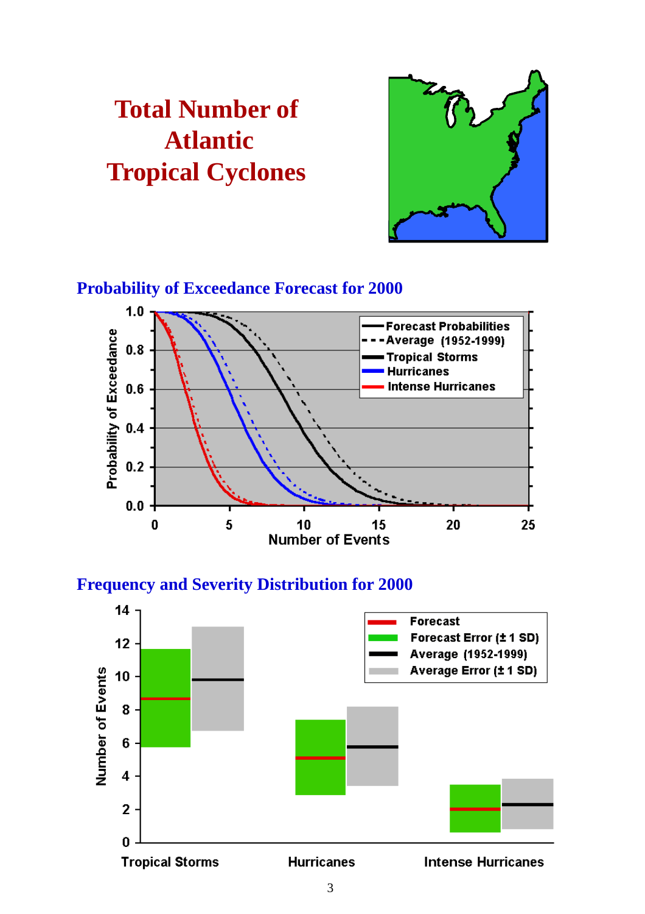# Total Number of Atlantic Tropical Cyclones

## Probability of Exceedance Forecast for 2000

## Frequency and Severity Distribution for 2000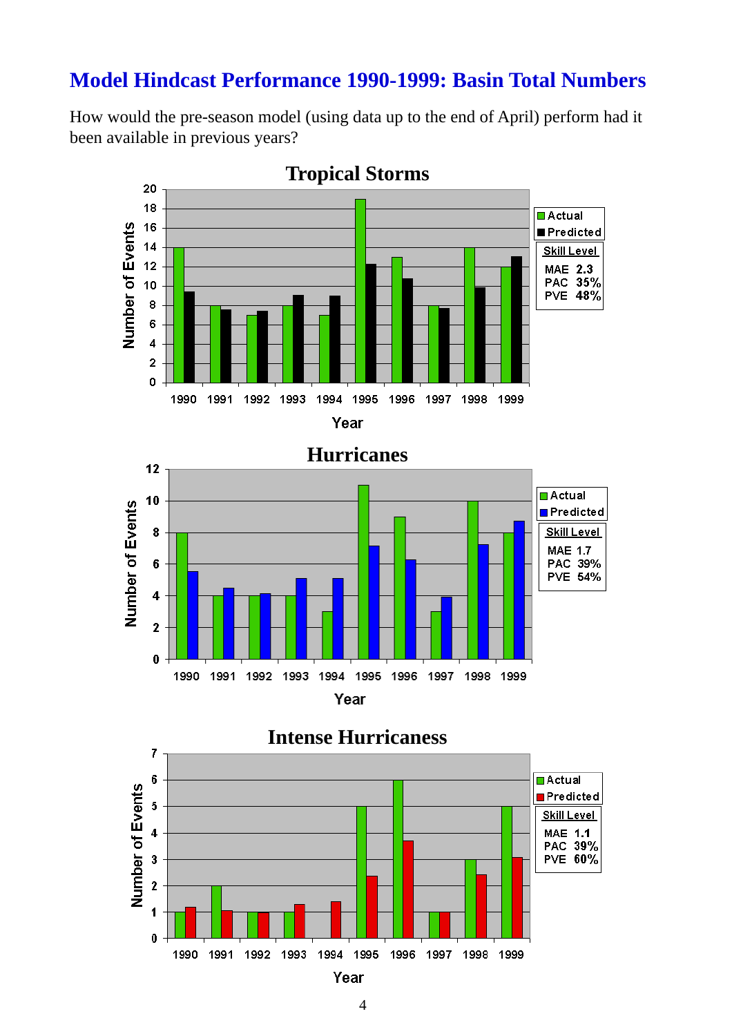# Model Hindcast Performance 1990-1999: Basin Total Numbers

How would the pre-season model (using data up to the end of April) perform had it been available in previous years?

**Tropical Storms**

Skill Level

MAE 2.3
PAC 35%
PVE 48%

**Hurricanes**

Skill Level

MAE 1.7
PAC 39%
PVE 54%

**Intense Hurricaness**

Skill Level

MAE 1.1
PAC 39%
PVE 60%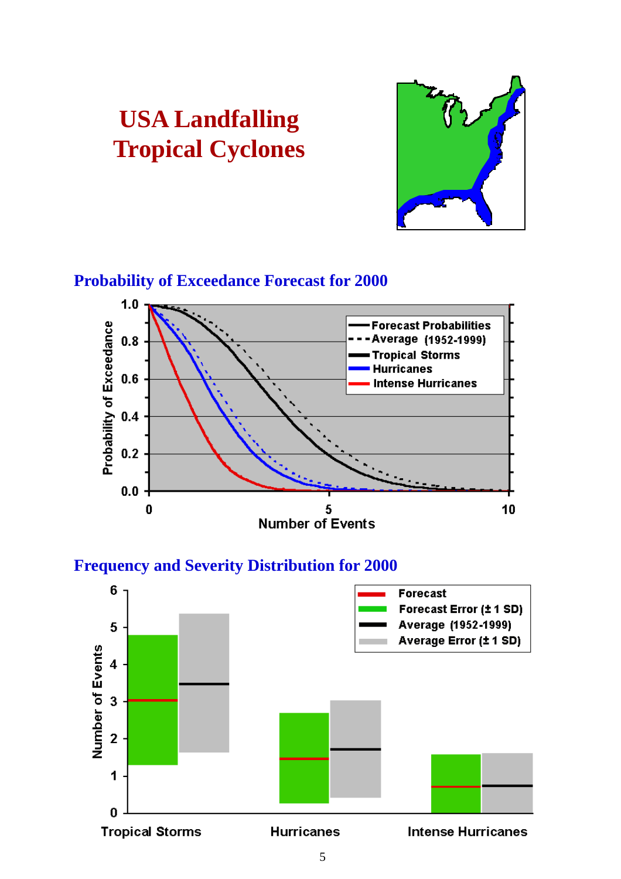# USA Landfalling Tropical Cyclones

## Probability of Exceedance Forecast for 2000

## Frequency and Severity Distribution for 2000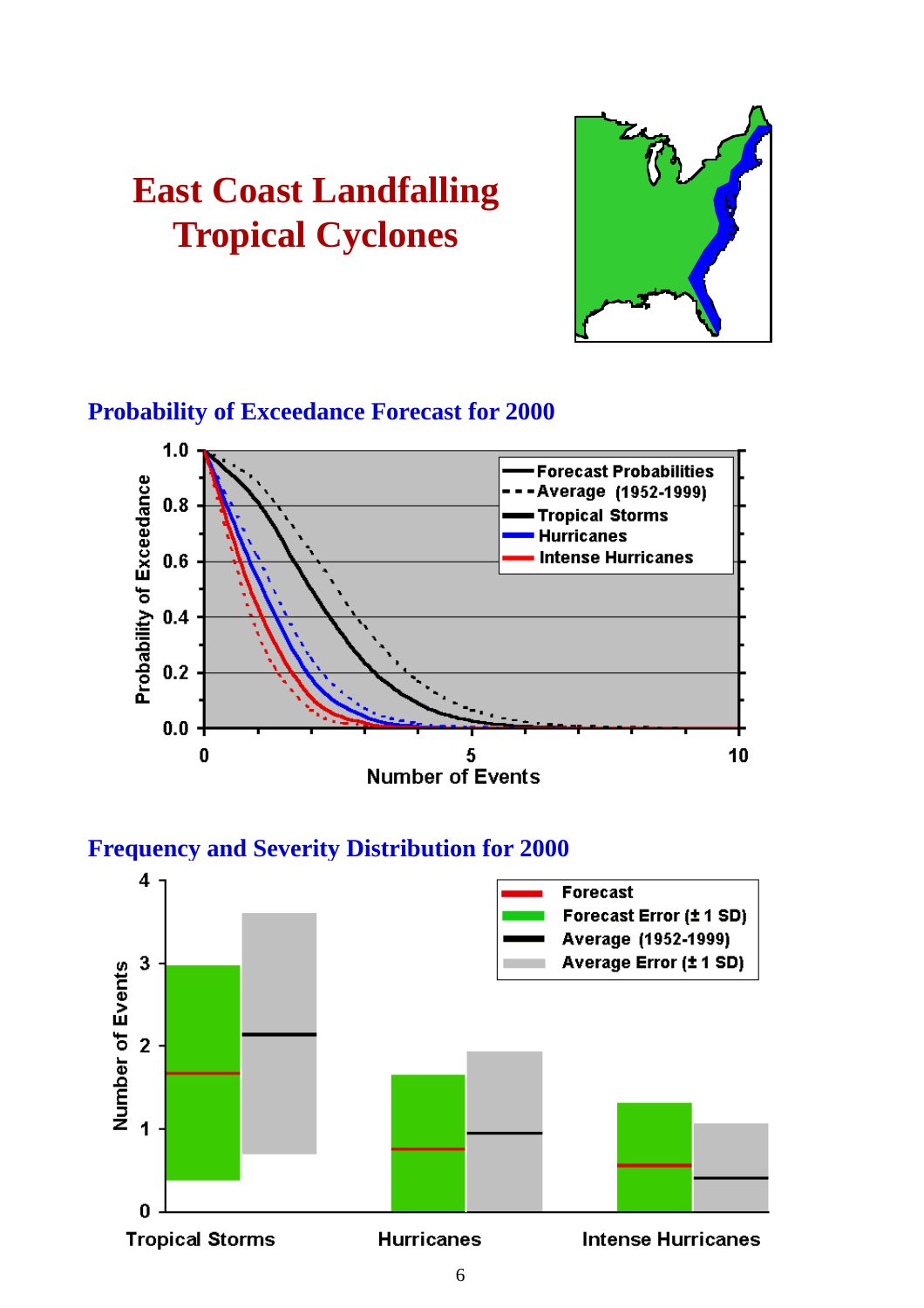# East Coast Landfalling Tropical Cyclones

## Probability of Exceedance Forecast for 2000

## Frequency and Severity Distribution for 2000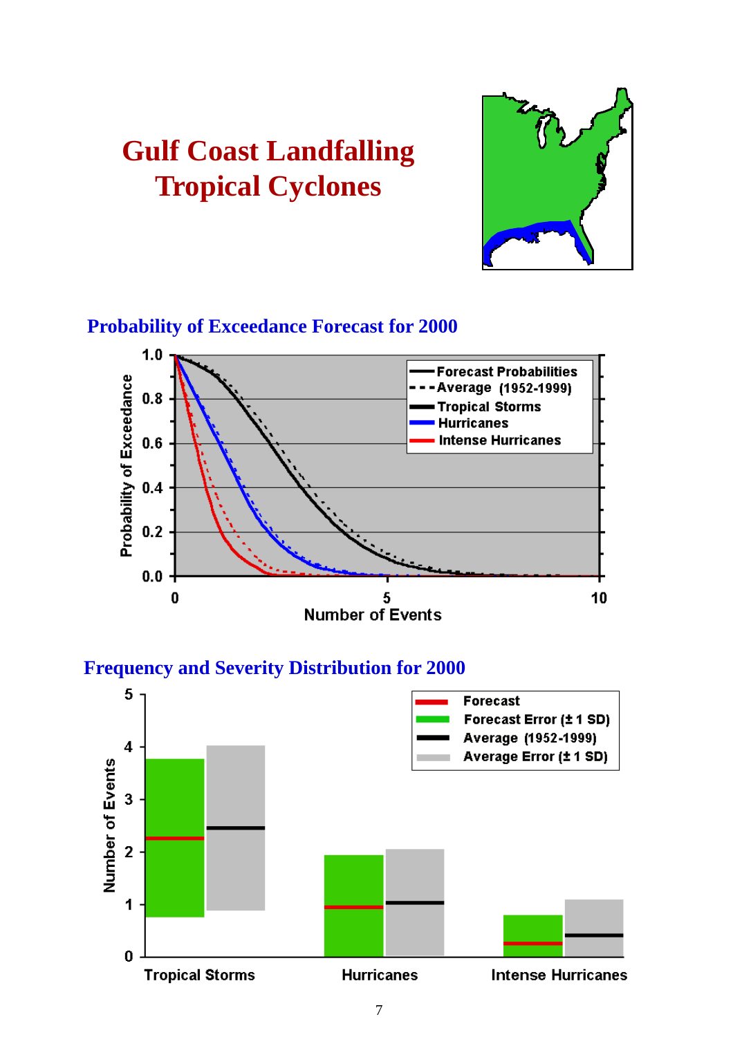# Gulf Coast Landfalling Tropical Cyclones

## Probability of Exceedance Forecast for 2000

## Frequency and Severity Distribution for 2000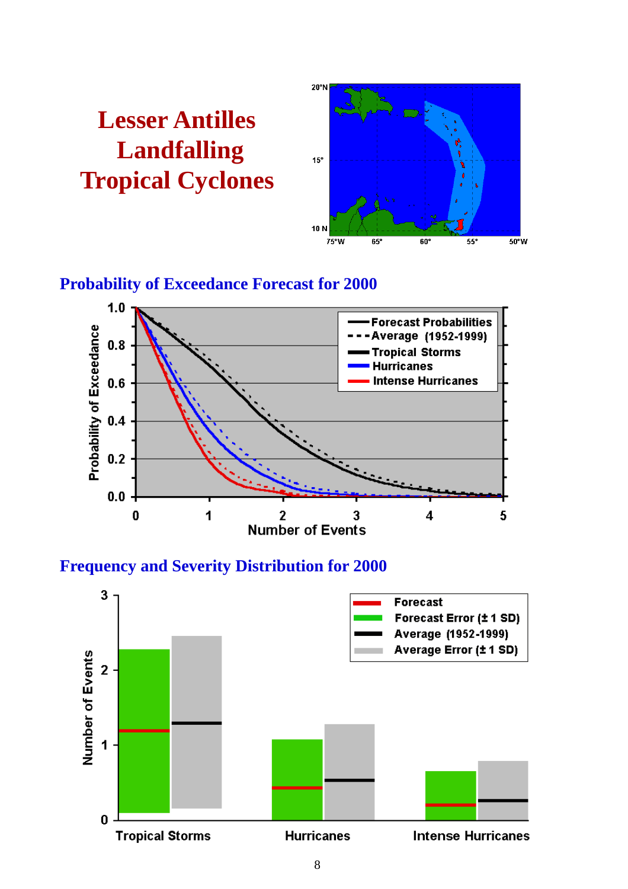# Lesser Antilles Landfalling Tropical Cyclones

## Probability of Exceedance Forecast for 2000

## Frequency and Severity Distribution for 2000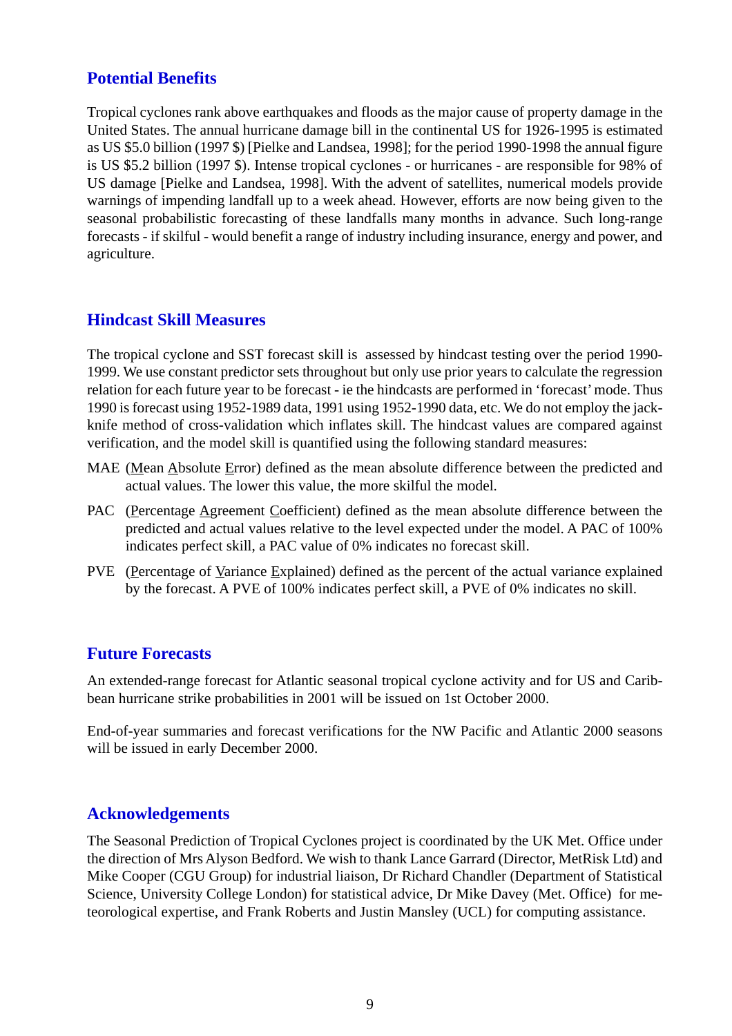## Potential Benefits

Tropical cyclones rank above earthquakes and floods as the major cause of property damage in the United States. The annual hurricane damage bill in the continental US for 1926-1995 is estimated as US $5.0 billion (1997 $) [Pielke and Landsea, 1998]; for the period 1990-1998 the annual figure is US $5.2 billion (1997 $). Intense tropical cyclones - or hurricanes - are responsible for 98% of US damage [Pielke and Landsea, 1998]. With the advent of satellites, numerical models provide warnings of impending landfall up to a week ahead. However, efforts are now being given to the seasonal probabilistic forecasting of these landfalls many months in advance. Such long-range forecasts - if skilful - would benefit a range of industry including insurance, energy and power, and agriculture.

## Hindcast Skill Measures

The tropical cyclone and SST forecast skill is assessed by hindcast testing over the period 1990-1999. We use constant predictor sets throughout but only use prior years to calculate the regression relation for each future year to be forecast - ie the hindcasts are performed in 'forecast' mode. Thus 1990 is forecast using 1952-1989 data, 1991 using 1952-1990 data, etc. We do not employ the jack-knife method of cross-validation which inflates skill. The hindcast values are compared against verification, and the model skill is quantified using the following standard measures:

MAE (Mean Absolute Error) defined as the mean absolute difference between the predicted and actual values. The lower this value, the more skilful the model.

PAC (Percentage Agreement Coefficient) defined as the mean absolute difference between the predicted and actual values relative to the level expected under the model. A PAC of 100% indicates perfect skill, a PAC value of 0% indicates no forecast skill.

PVE (Percentage of Variance Explained) defined as the percent of the actual variance explained by the forecast. A PVE of 100% indicates perfect skill, a PVE of 0% indicates no skill.

## Future Forecasts

An extended-range forecast for Atlantic seasonal tropical cyclone activity and for US and Caribbean hurricane strike probabilities in 2001 will be issued on 1st October 2000.

End-of-year summaries and forecast verifications for the NW Pacific and Atlantic 2000 seasons will be issued in early December 2000.

## Acknowledgements

The Seasonal Prediction of Tropical Cyclones project is coordinated by the UK Met. Office under the direction of Mrs Alyson Bedford. We wish to thank Lance Garrard (Director, MetRisk Ltd) and Mike Cooper (CGU Group) for industrial liaison, Dr Richard Chandler (Department of Statistical Science, University College London) for statistical advice, Dr Mike Davey (Met. Office) for meteorological expertise, and Frank Roberts and Justin Mansley (UCL) for computing assistance.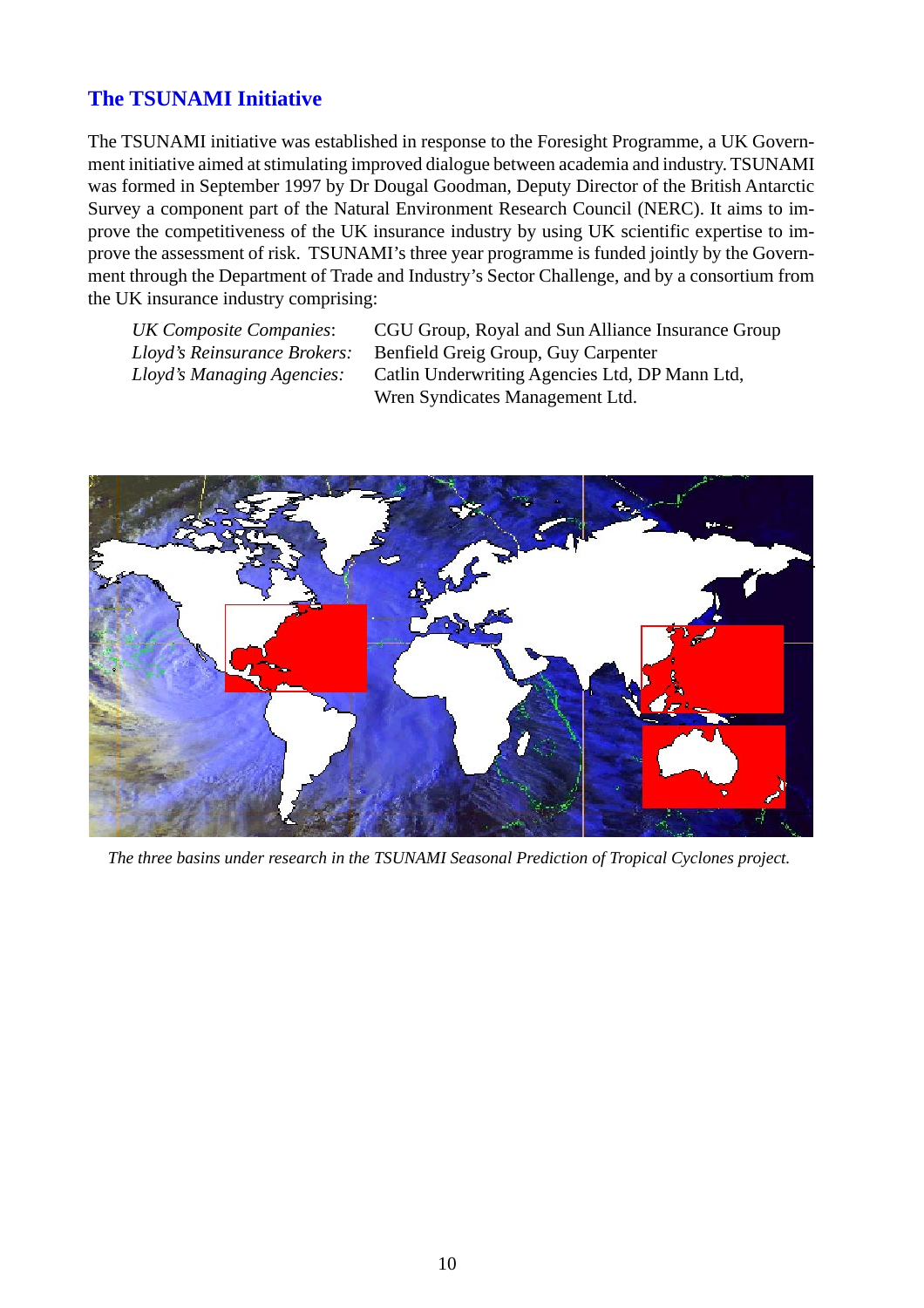## The TSUNAMI Initiative

The TSUNAMI initiative was established in response to the Foresight Programme, a UK Government initiative aimed at stimulating improved dialogue between academia and industry. TSUNAMI was formed in September 1997 by Dr Dougal Goodman, Deputy Director of the British Antarctic Survey a component part of the Natural Environment Research Council (NERC). It aims to improve the competitiveness of the UK insurance industry by using UK scientific expertise to improve the assessment of risk. TSUNAMI's three year programme is funded jointly by the Government through the Department of Trade and Industry's Sector Challenge, and by a consortium from the UK insurance industry comprising:

| | |
|---|---|
| *UK Composite Companies*: | CGU Group, Royal and Sun Alliance Insurance Group |
| *Lloyd's Reinsurance Brokers:* | Benfield Greig Group, Guy Carpenter |
| *Lloyd's Managing Agencies:* | Catlin Underwriting Agencies Ltd, DP Mann Ltd, Wren Syndicates Management Ltd. |

*The three basins under research in the TSUNAMI Seasonal Prediction of Tropical Cyclones project.*